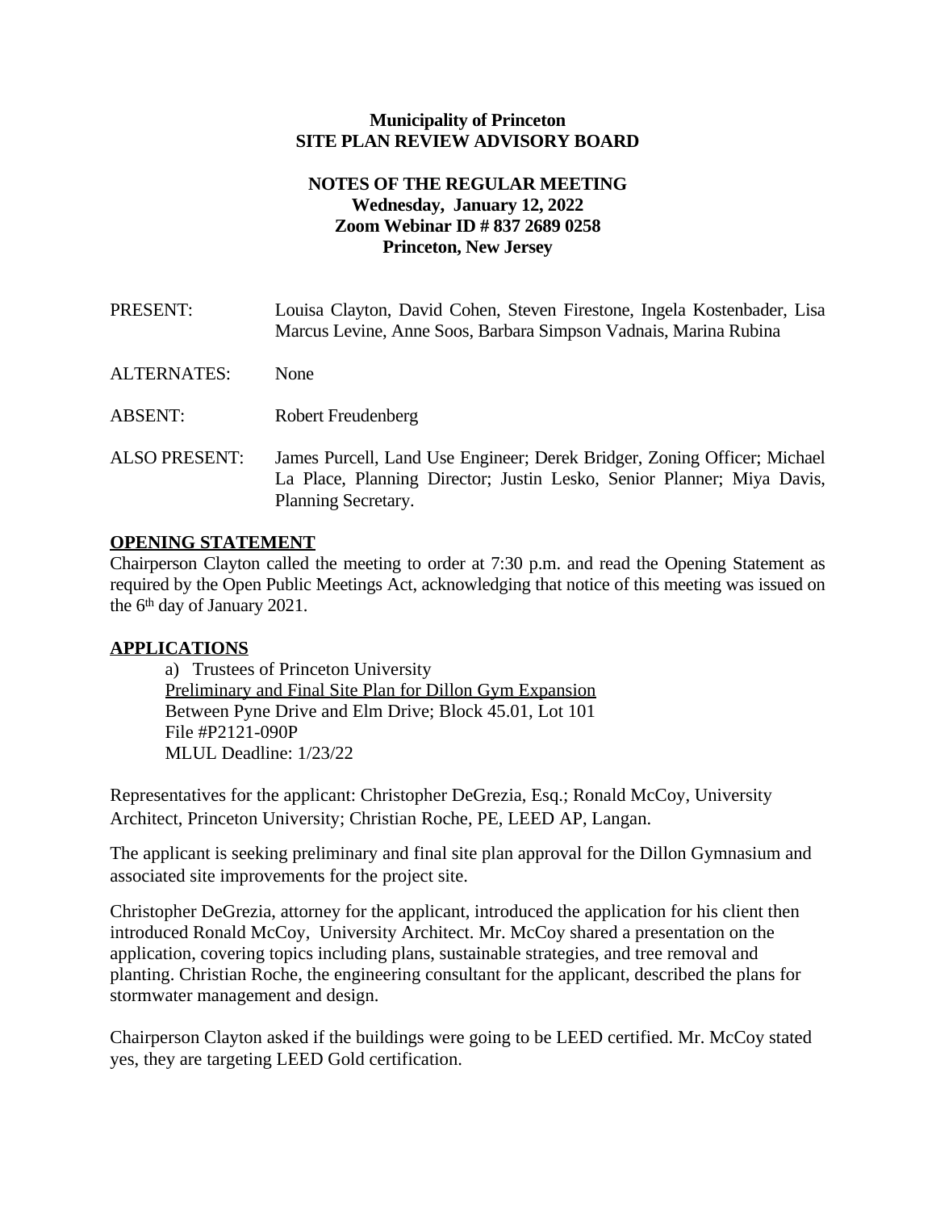**Municipality of Princeton**
**SITE PLAN REVIEW ADVISORY BOARD**

**NOTES OF THE REGULAR MEETING**
**Wednesday, January 12, 2022**
**Zoom Webinar ID # 837 2689 0258**
**Princeton, New Jersey**

PRESENT: Louisa Clayton, David Cohen, Steven Firestone, Ingela Kostenbader, Lisa Marcus Levine, Anne Soos, Barbara Simpson Vadnais, Marina Rubina

ALTERNATES: None

ABSENT: Robert Freudenberg

ALSO PRESENT: James Purcell, Land Use Engineer; Derek Bridger, Zoning Officer; Michael La Place, Planning Director; Justin Lesko, Senior Planner; Miya Davis, Planning Secretary.

**OPENING STATEMENT**

Chairperson Clayton called the meeting to order at 7:30 p.m. and read the Opening Statement as required by the Open Public Meetings Act, acknowledging that notice of this meeting was issued on the 6th day of January 2021.

**APPLICATIONS**

a) Trustees of Princeton University
Preliminary and Final Site Plan for Dillon Gym Expansion
Between Pyne Drive and Elm Drive; Block 45.01, Lot 101
File #P2121-090P
MLUL Deadline: 1/23/22

Representatives for the applicant: Christopher DeGrezia, Esq.; Ronald McCoy, University Architect, Princeton University; Christian Roche, PE, LEED AP, Langan.

The applicant is seeking preliminary and final site plan approval for the Dillon Gymnasium and associated site improvements for the project site.

Christopher DeGrezia, attorney for the applicant, introduced the application for his client then introduced Ronald McCoy, University Architect. Mr. McCoy shared a presentation on the application, covering topics including plans, sustainable strategies, and tree removal and planting. Christian Roche, the engineering consultant for the applicant, described the plans for stormwater management and design.

Chairperson Clayton asked if the buildings were going to be LEED certified. Mr. McCoy stated yes, they are targeting LEED Gold certification.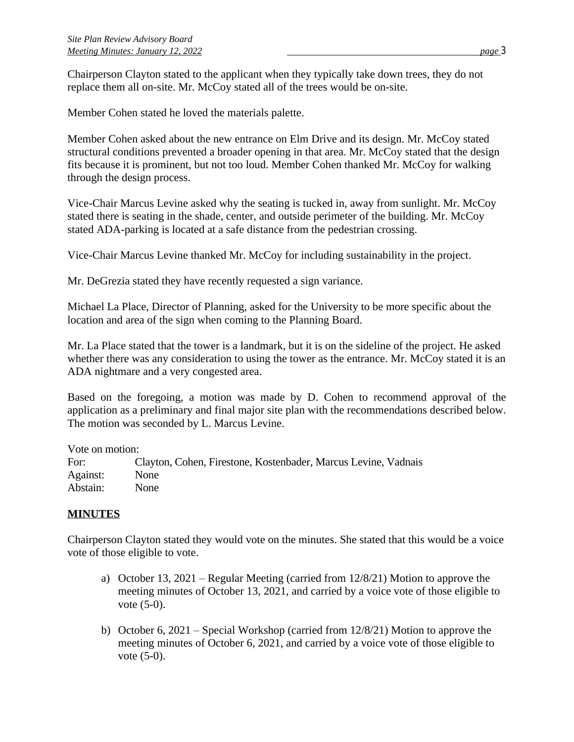Chairperson Clayton stated to the applicant when they typically take down trees, they do not replace them all on-site. Mr. McCoy stated all of the trees would be on-site.

Member Cohen stated he loved the materials palette.

Member Cohen asked about the new entrance on Elm Drive and its design. Mr. McCoy stated structural conditions prevented a broader opening in that area. Mr. McCoy stated that the design fits because it is prominent, but not too loud. Member Cohen thanked Mr. McCoy for walking through the design process.

Vice-Chair Marcus Levine asked why the seating is tucked in, away from sunlight. Mr. McCoy stated there is seating in the shade, center, and outside perimeter of the building. Mr. McCoy stated ADA-parking is located at a safe distance from the pedestrian crossing.

Vice-Chair Marcus Levine thanked Mr. McCoy for including sustainability in the project.

Mr. DeGrezia stated they have recently requested a sign variance.

Michael La Place, Director of Planning, asked for the University to be more specific about the location and area of the sign when coming to the Planning Board.

Mr. La Place stated that the tower is a landmark, but it is on the sideline of the project. He asked whether there was any consideration to using the tower as the entrance. Mr. McCoy stated it is an ADA nightmare and a very congested area.

Based on the foregoing, a motion was made by D. Cohen to recommend approval of the application as a preliminary and final major site plan with the recommendations described below. The motion was seconded by L. Marcus Levine.

Vote on motion:

| | |
|---|---|
| For: | Clayton, Cohen, Firestone, Kostenbader, Marcus Levine, Vadnais |
| Against: | None |
| Abstain: | None |

## MINUTES

Chairperson Clayton stated they would vote on the minutes. She stated that this would be a voice vote of those eligible to vote.

a) October 13, 2021 – Regular Meeting (carried from 12/8/21) Motion to approve the meeting minutes of October 13, 2021, and carried by a voice vote of those eligible to vote (5-0).

b) October 6, 2021 – Special Workshop (carried from 12/8/21) Motion to approve the meeting minutes of October 6, 2021, and carried by a voice vote of those eligible to vote (5-0).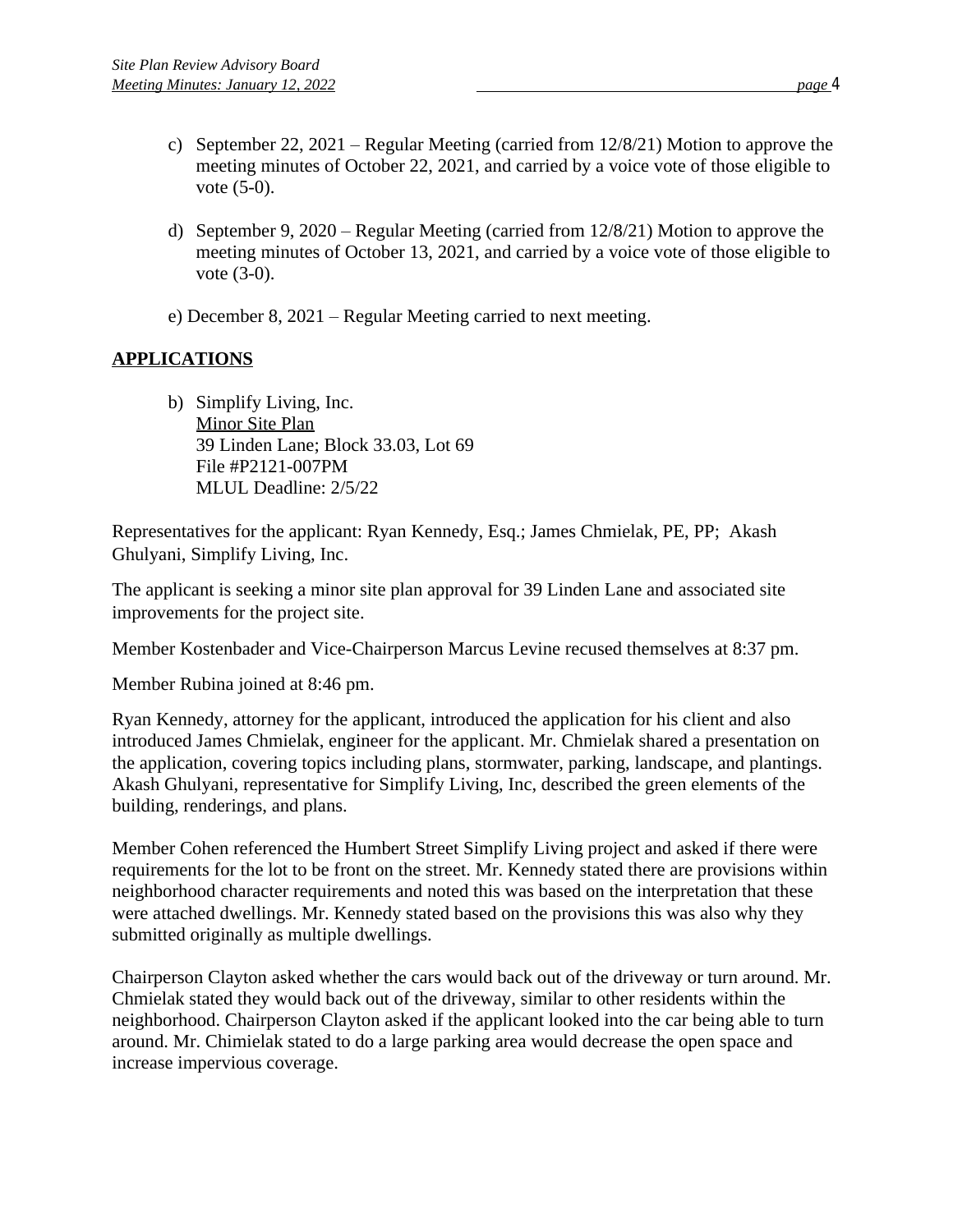c) September 22, 2021 – Regular Meeting (carried from 12/8/21) Motion to approve the meeting minutes of October 22, 2021, and carried by a voice vote of those eligible to vote (5-0).

d) September 9, 2020 – Regular Meeting (carried from 12/8/21) Motion to approve the meeting minutes of October 13, 2021, and carried by a voice vote of those eligible to vote (3-0).

e) December 8, 2021 – Regular Meeting carried to next meeting.

## APPLICATIONS

b) Simplify Living, Inc.
   Minor Site Plan
   39 Linden Lane; Block 33.03, Lot 69
   File #P2121-007PM
   MLUL Deadline: 2/5/22

Representatives for the applicant: Ryan Kennedy, Esq.; James Chmielak, PE, PP; Akash Ghulyani, Simplify Living, Inc.

The applicant is seeking a minor site plan approval for 39 Linden Lane and associated site improvements for the project site.

Member Kostenbader and Vice-Chairperson Marcus Levine recused themselves at 8:37 pm.

Member Rubina joined at 8:46 pm.

Ryan Kennedy, attorney for the applicant, introduced the application for his client and also introduced James Chmielak, engineer for the applicant. Mr. Chmielak shared a presentation on the application, covering topics including plans, stormwater, parking, landscape, and plantings. Akash Ghulyani, representative for Simplify Living, Inc, described the green elements of the building, renderings, and plans.

Member Cohen referenced the Humbert Street Simplify Living project and asked if there were requirements for the lot to be front on the street. Mr. Kennedy stated there are provisions within neighborhood character requirements and noted this was based on the interpretation that these were attached dwellings. Mr. Kennedy stated based on the provisions this was also why they submitted originally as multiple dwellings.

Chairperson Clayton asked whether the cars would back out of the driveway or turn around. Mr. Chmielak stated they would back out of the driveway, similar to other residents within the neighborhood. Chairperson Clayton asked if the applicant looked into the car being able to turn around. Mr. Chimielak stated to do a large parking area would decrease the open space and increase impervious coverage.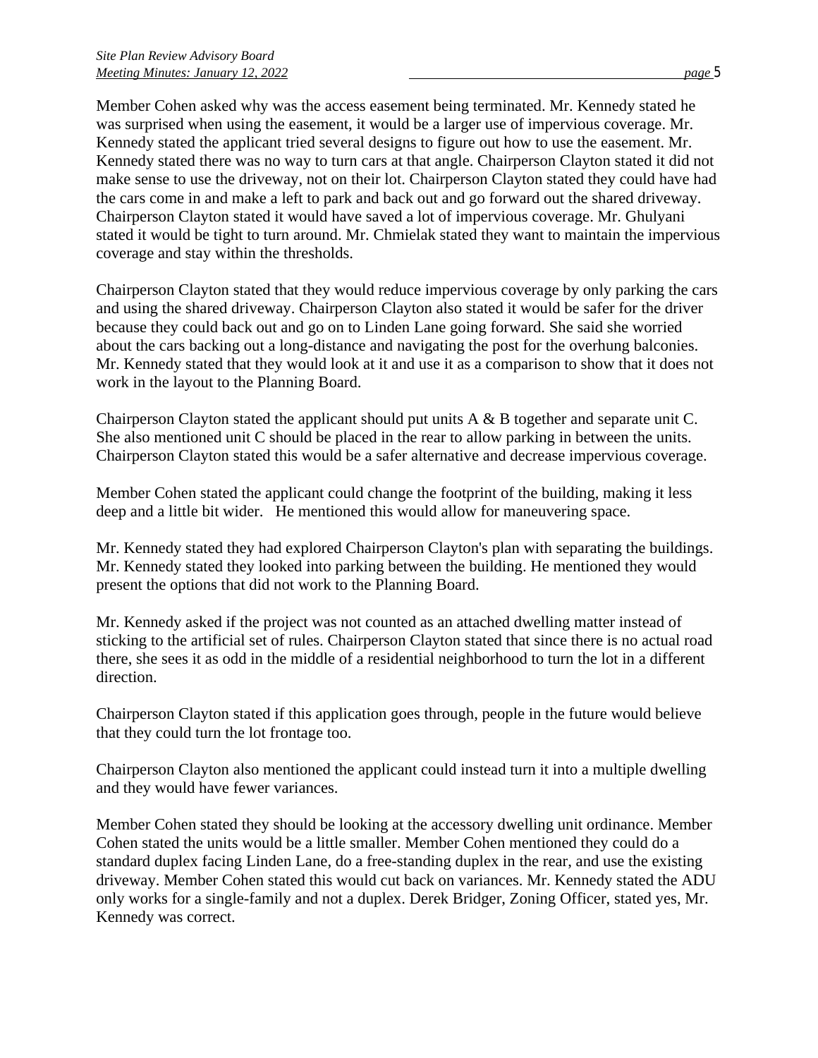Member Cohen asked why was the access easement being terminated. Mr. Kennedy stated he was surprised when using the easement, it would be a larger use of impervious coverage. Mr. Kennedy stated the applicant tried several designs to figure out how to use the easement. Mr. Kennedy stated there was no way to turn cars at that angle. Chairperson Clayton stated it did not make sense to use the driveway, not on their lot. Chairperson Clayton stated they could have had the cars come in and make a left to park and back out and go forward out the shared driveway. Chairperson Clayton stated it would have saved a lot of impervious coverage. Mr. Ghulyani stated it would be tight to turn around. Mr. Chmielak stated they want to maintain the impervious coverage and stay within the thresholds.

Chairperson Clayton stated that they would reduce impervious coverage by only parking the cars and using the shared driveway. Chairperson Clayton also stated it would be safer for the driver because they could back out and go on to Linden Lane going forward. She said she worried about the cars backing out a long-distance and navigating the post for the overhung balconies. Mr. Kennedy stated that they would look at it and use it as a comparison to show that it does not work in the layout to the Planning Board.

Chairperson Clayton stated the applicant should put units A & B together and separate unit C. She also mentioned unit C should be placed in the rear to allow parking in between the units. Chairperson Clayton stated this would be a safer alternative and decrease impervious coverage.

Member Cohen stated the applicant could change the footprint of the building, making it less deep and a little bit wider. He mentioned this would allow for maneuvering space.

Mr. Kennedy stated they had explored Chairperson Clayton's plan with separating the buildings. Mr. Kennedy stated they looked into parking between the building. He mentioned they would present the options that did not work to the Planning Board.

Mr. Kennedy asked if the project was not counted as an attached dwelling matter instead of sticking to the artificial set of rules. Chairperson Clayton stated that since there is no actual road there, she sees it as odd in the middle of a residential neighborhood to turn the lot in a different direction.

Chairperson Clayton stated if this application goes through, people in the future would believe that they could turn the lot frontage too.

Chairperson Clayton also mentioned the applicant could instead turn it into a multiple dwelling and they would have fewer variances.

Member Cohen stated they should be looking at the accessory dwelling unit ordinance. Member Cohen stated the units would be a little smaller. Member Cohen mentioned they could do a standard duplex facing Linden Lane, do a free-standing duplex in the rear, and use the existing driveway. Member Cohen stated this would cut back on variances. Mr. Kennedy stated the ADU only works for a single-family and not a duplex. Derek Bridger, Zoning Officer, stated yes, Mr. Kennedy was correct.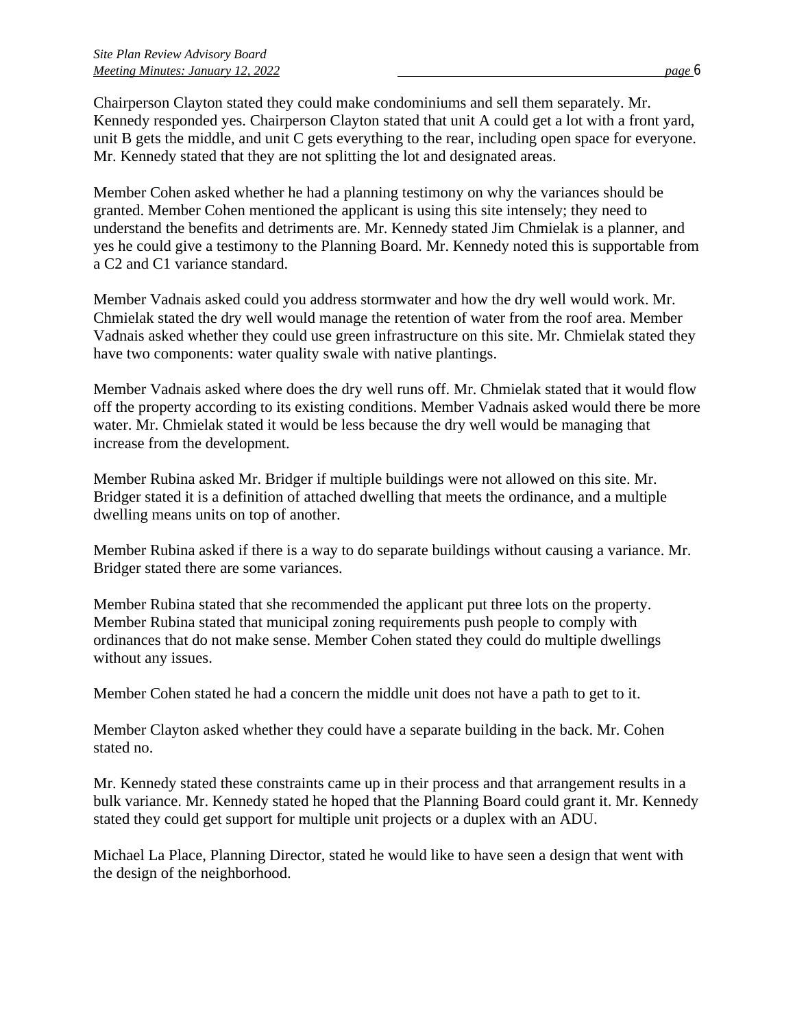Chairperson Clayton stated they could make condominiums and sell them separately. Mr. Kennedy responded yes. Chairperson Clayton stated that unit A could get a lot with a front yard, unit B gets the middle, and unit C gets everything to the rear, including open space for everyone. Mr. Kennedy stated that they are not splitting the lot and designated areas.

Member Cohen asked whether he had a planning testimony on why the variances should be granted. Member Cohen mentioned the applicant is using this site intensely; they need to understand the benefits and detriments are. Mr. Kennedy stated Jim Chmielak is a planner, and yes he could give a testimony to the Planning Board. Mr. Kennedy noted this is supportable from a C2 and C1 variance standard.

Member Vadnais asked could you address stormwater and how the dry well would work. Mr. Chmielak stated the dry well would manage the retention of water from the roof area. Member Vadnais asked whether they could use green infrastructure on this site. Mr. Chmielak stated they have two components: water quality swale with native plantings.

Member Vadnais asked where does the dry well runs off. Mr. Chmielak stated that it would flow off the property according to its existing conditions. Member Vadnais asked would there be more water. Mr. Chmielak stated it would be less because the dry well would be managing that increase from the development.

Member Rubina asked Mr. Bridger if multiple buildings were not allowed on this site. Mr. Bridger stated it is a definition of attached dwelling that meets the ordinance, and a multiple dwelling means units on top of another.

Member Rubina asked if there is a way to do separate buildings without causing a variance. Mr. Bridger stated there are some variances.

Member Rubina stated that she recommended the applicant put three lots on the property. Member Rubina stated that municipal zoning requirements push people to comply with ordinances that do not make sense. Member Cohen stated they could do multiple dwellings without any issues.

Member Cohen stated he had a concern the middle unit does not have a path to get to it.

Member Clayton asked whether they could have a separate building in the back. Mr. Cohen stated no.

Mr. Kennedy stated these constraints came up in their process and that arrangement results in a bulk variance. Mr. Kennedy stated he hoped that the Planning Board could grant it. Mr. Kennedy stated they could get support for multiple unit projects or a duplex with an ADU.

Michael La Place, Planning Director, stated he would like to have seen a design that went with the design of the neighborhood.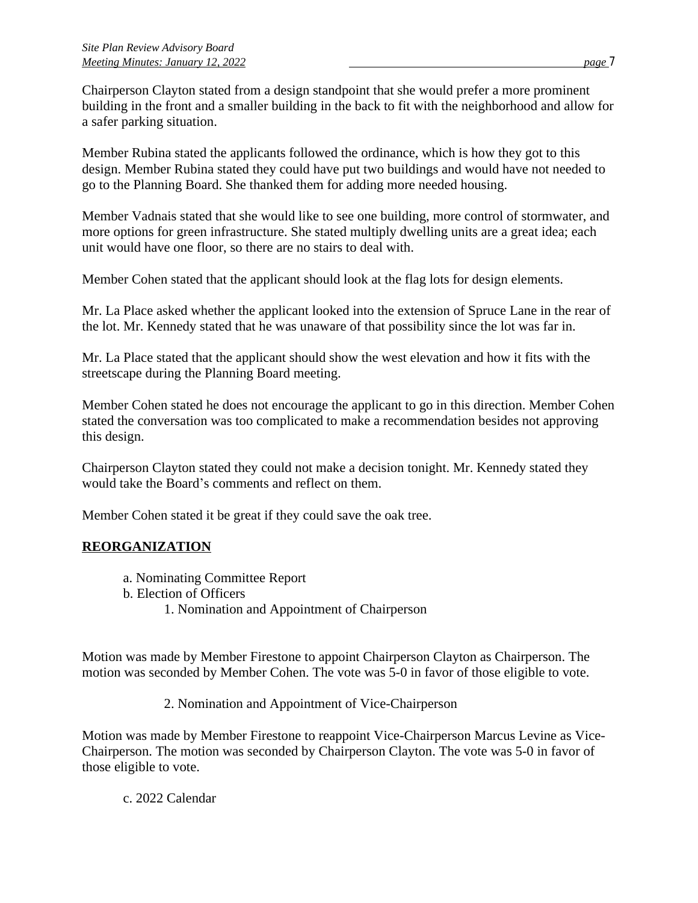Chairperson Clayton stated from a design standpoint that she would prefer a more prominent building in the front and a smaller building in the back to fit with the neighborhood and allow for a safer parking situation.

Member Rubina stated the applicants followed the ordinance, which is how they got to this design. Member Rubina stated they could have put two buildings and would have not needed to go to the Planning Board. She thanked them for adding more needed housing.

Member Vadnais stated that she would like to see one building, more control of stormwater, and more options for green infrastructure. She stated multiply dwelling units are a great idea; each unit would have one floor, so there are no stairs to deal with.

Member Cohen stated that the applicant should look at the flag lots for design elements.

Mr. La Place asked whether the applicant looked into the extension of Spruce Lane in the rear of the lot. Mr. Kennedy stated that he was unaware of that possibility since the lot was far in.

Mr. La Place stated that the applicant should show the west elevation and how it fits with the streetscape during the Planning Board meeting.

Member Cohen stated he does not encourage the applicant to go in this direction. Member Cohen stated the conversation was too complicated to make a recommendation besides not approving this design.

Chairperson Clayton stated they could not make a decision tonight. Mr. Kennedy stated they would take the Board's comments and reflect on them.

Member Cohen stated it be great if they could save the oak tree.

**REORGANIZATION**

a. Nominating Committee Report
b. Election of Officers
    1. Nomination and Appointment of Chairperson

Motion was made by Member Firestone to appoint Chairperson Clayton as Chairperson. The motion was seconded by Member Cohen. The vote was 5-0 in favor of those eligible to vote.

2. Nomination and Appointment of Vice-Chairperson

Motion was made by Member Firestone to reappoint Vice-Chairperson Marcus Levine as Vice-Chairperson. The motion was seconded by Chairperson Clayton. The vote was 5-0 in favor of those eligible to vote.

c. 2022 Calendar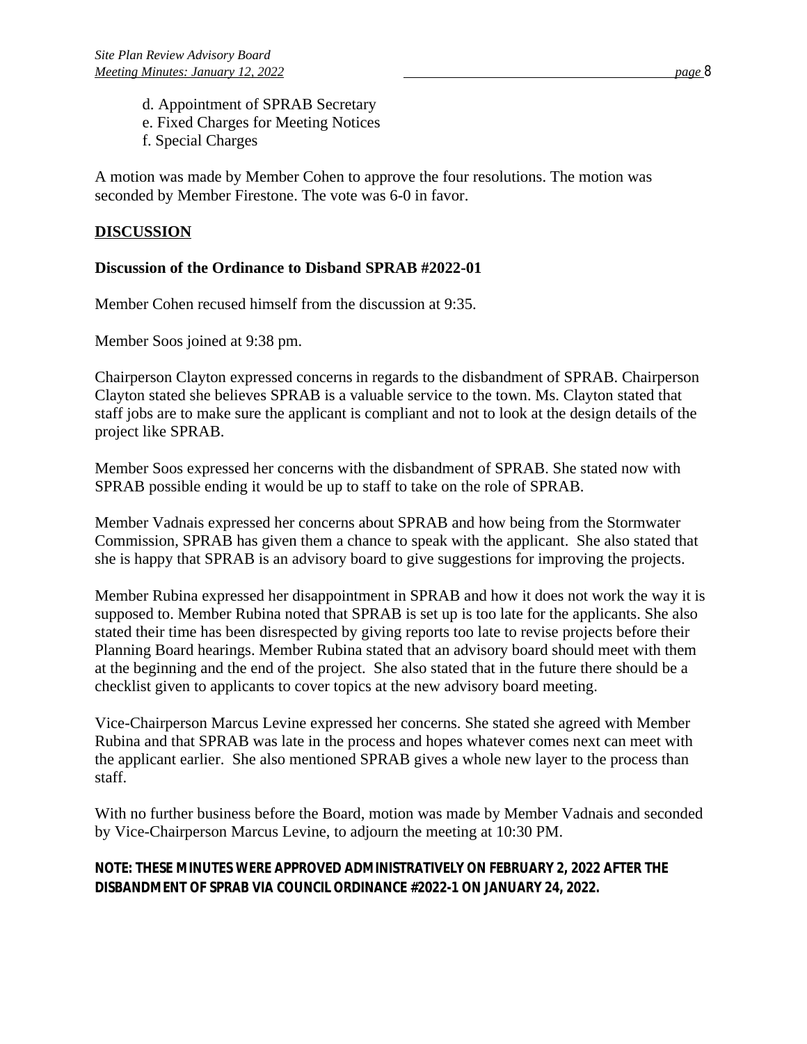d. Appointment of SPRAB Secretary
e. Fixed Charges for Meeting Notices
f. Special Charges

A motion was made by Member Cohen to approve the four resolutions. The motion was seconded by Member Firestone. The vote was 6-0 in favor.

## DISCUSSION

### Discussion of the Ordinance to Disband SPRAB #2022-01

Member Cohen recused himself from the discussion at 9:35.

Member Soos joined at 9:38 pm.

Chairperson Clayton expressed concerns in regards to the disbandment of SPRAB. Chairperson Clayton stated she believes SPRAB is a valuable service to the town. Ms. Clayton stated that staff jobs are to make sure the applicant is compliant and not to look at the design details of the project like SPRAB.

Member Soos expressed her concerns with the disbandment of SPRAB. She stated now with SPRAB possible ending it would be up to staff to take on the role of SPRAB.

Member Vadnais expressed her concerns about SPRAB and how being from the Stormwater Commission, SPRAB has given them a chance to speak with the applicant. She also stated that she is happy that SPRAB is an advisory board to give suggestions for improving the projects.

Member Rubina expressed her disappointment in SPRAB and how it does not work the way it is supposed to. Member Rubina noted that SPRAB is set up is too late for the applicants. She also stated their time has been disrespected by giving reports too late to revise projects before their Planning Board hearings. Member Rubina stated that an advisory board should meet with them at the beginning and the end of the project. She also stated that in the future there should be a checklist given to applicants to cover topics at the new advisory board meeting.

Vice-Chairperson Marcus Levine expressed her concerns. She stated she agreed with Member Rubina and that SPRAB was late in the process and hopes whatever comes next can meet with the applicant earlier. She also mentioned SPRAB gives a whole new layer to the process than staff.

With no further business before the Board, motion was made by Member Vadnais and seconded by Vice-Chairperson Marcus Levine, to adjourn the meeting at 10:30 PM.

***NOTE: THESE MINUTES WERE APPROVED ADMINISTRATIVELY ON FEBRUARY 2, 2022 AFTER THE DISBANDMENT OF SPRAB VIA COUNCIL ORDINANCE #2022-1 ON JANUARY 24, 2022.***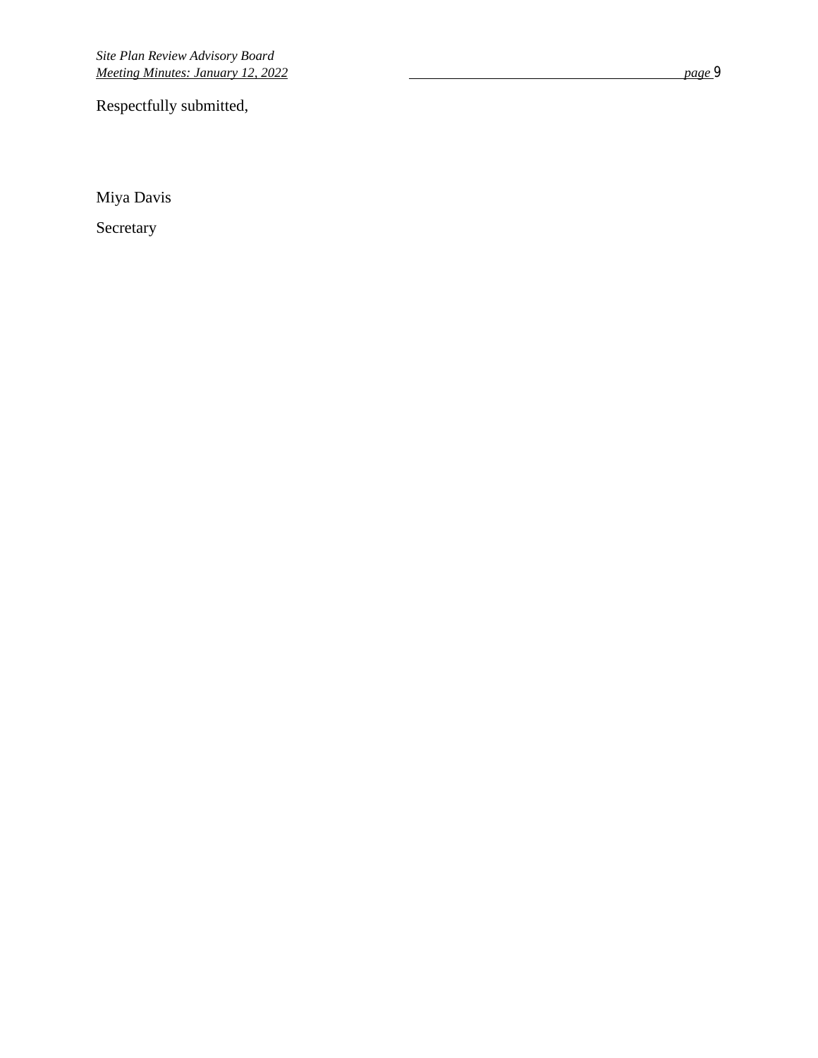Respectfully submitted,

Miya Davis

Secretary